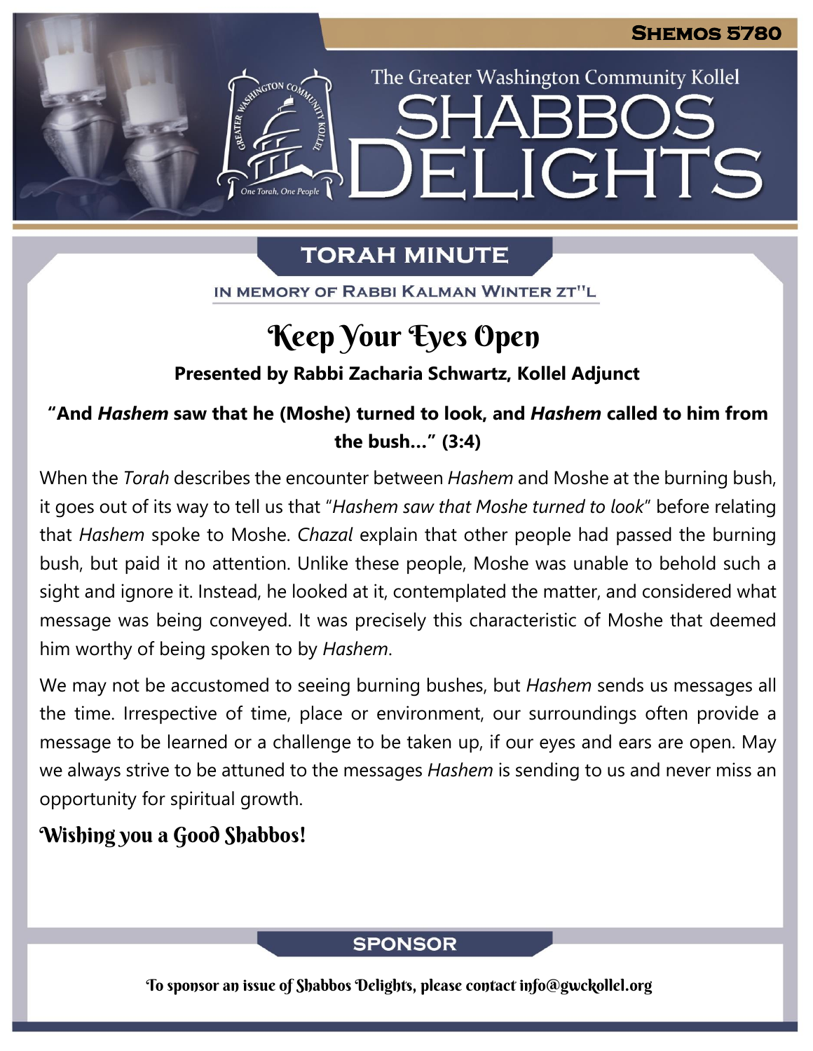**SHEMOS 5780**

The Greater Washington Community Kollel

# SHABBOS DELIGHTS

## TORAH MINUTE

IN MEMORY OF RABBI KALMAN WINTER ZT"L

# Keep Your Eyes Open

**Presented by Rabbi Zacharia Schwartz, Kollel Adjunct**

**"And *Hashem* saw that he (Moshe) turned to look, and *Hashem* called to him from the bush…" (3:4)**

When the *Torah* describes the encounter between *Hashem* and Moshe at the burning bush, it goes out of its way to tell us that "*Hashem saw that Moshe turned to look*" before relating that *Hashem* spoke to Moshe. *Chazal* explain that other people had passed the burning bush, but paid it no attention. Unlike these people, Moshe was unable to behold such a sight and ignore it. Instead, he looked at it, contemplated the matter, and considered what message was being conveyed. It was precisely this characteristic of Moshe that deemed him worthy of being spoken to by *Hashem*.

We may not be accustomed to seeing burning bushes, but *Hashem* sends us messages all the time. Irrespective of time, place or environment, our surroundings often provide a message to be learned or a challenge to be taken up, if our eyes and ears are open. May we always strive to be attuned to the messages *Hashem* is sending to us and never miss an opportunity for spiritual growth.

**Wishing you a Good Shabbos!**

## SPONSOR

To sponsor an issue of Shabbos Delights, please contact info@gwckollel.org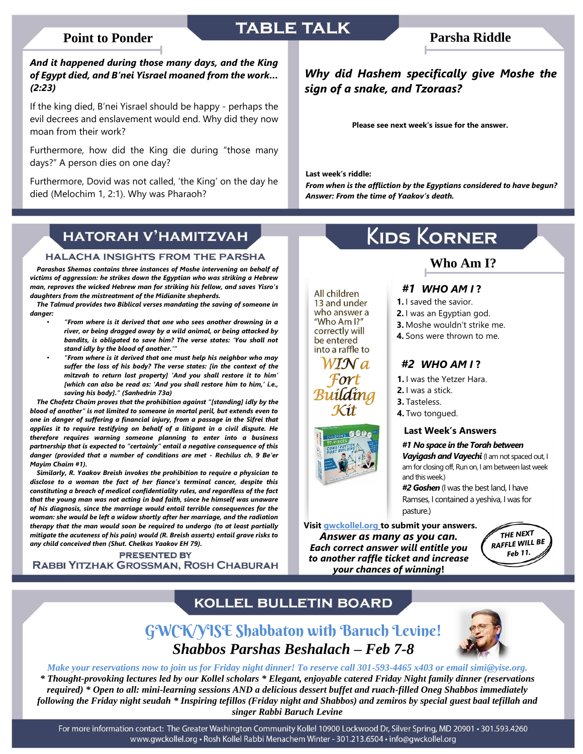# TABLE TALK

## Point to Ponder

***And it happened during those many days, and the King of Egypt died, and B'nei Yisrael moaned from the work... (2:23)***

If the king died, B'nei Yisrael should be happy - perhaps the evil decrees and enslavement would end. Why did they now moan from their work?

Furthermore, how did the King die during "those many days?" A person dies on one day?

Furthermore, Dovid was not called, 'the King' on the day he died (Melochim 1, 2:1). Why was Pharaoh?

## Parsha Riddle

***Why did Hashem specifically give Moshe the sign of a snake, and Tzoraas?***

**Please see next week's issue for the answer.**

**Last week's riddle:**
***From when is the affliction by the Egyptians considered to have begun?***
***Answer: From the time of Yaakov's death.***

# HATORAH V'HAMITZVAH

## HALACHA INSIGHTS FROM THE PARSHA

***Parashas Shemos contains three instances of Moshe intervening on behalf of victims of aggression: he strikes down the Egyptian who was striking a Hebrew man, reproves the wicked Hebrew man for striking his fellow, and saves Yisro's daughters from the mistreatment of the Midianite shepherds.***

***The Talmud provides two Biblical verses mandating the saving of someone in danger:***

- ***"From where is it derived that one who sees another drowning in a river, or being dragged away by a wild animal, or being attacked by bandits, is obligated to save him? The verse states: 'You shall not stand idly by the blood of another.'"***
- ***"From where is it derived that one must help his neighbor who may suffer the loss of his body? The verse states: [in the context of the mitzvah to return lost property] 'And you shall restore it to him' [which can also be read as: 'And you shall restore him to him,' i.e., saving his body]." (Sanhedrin 73a)***

***The Chofetz Chaim proves that the prohibition against "[standing] idly by the blood of another" is not limited to someone in mortal peril, but extends even to one in danger of suffering a financial injury, from a passage in the Sifrei that applies it to require testifying on behalf of a litigant in a civil dispute. He therefore requires warning someone planning to enter into a business partnership that is expected to "certainly" entail a negative consequence of this danger (provided that a number of conditions are met - Rechilus ch. 9 Be'er Mayim Chaim #1).***

***Similarly, R. Yaakov Breish invokes the prohibition to require a physician to disclose to a woman the fact of her fiance's terminal cancer, despite this constituting a breach of medical confidentiality rules, and regardless of the fact that the young man was not acting in bad faith, since he himself was unaware of his diagnosis, since the marriage would entail terrible consequences for the woman: she would be left a widow shortly after her marriage, and the radiation therapy that the man would soon be required to undergo (to at least partially mitigate the acuteness of his pain) would (R. Breish asserts) entail grave risks to any child conceived then (Shut. Chelkas Yaakov EH 79).***

PRESENTED BY
RABBI YITZHAK GROSSMAN, ROSH CHABURAH

# KIDS KORNER

All children 13 and under who answer a "Who Am I?" correctly will be entered into a raffle to WIN a Fort Building Kit

## Who Am I?

### #1 WHO AM I ?

**1.** I saved the savior.
**2.** I was an Egyptian god.
**3.** Moshe wouldn't strike me.
**4.** Sons were thrown to me.

### #2 WHO AM I ?

**1.** I was the Yetzer Hara.
**2.** I was a stick.
**3.** Tasteless.
**4.** Two tongued.

### Last Week's Answers

***#1 No space in the Torah between Vayigash and Vayechi*** (I am not spaced out, I am for closing off, Run on, I am between last week and this week.)

***#2 Goshen*** (I was the best land, I have Ramses, I contained a yeshiva, I was for pasture.)

**Visit gwckollel.org to submit your answers.**
***Answer as many as you can. Each correct answer will entitle you to another raffle ticket and increase your chances of winning!***

*THE NEXT RAFFLE WILL BE Feb 11.*

# KOLLEL BULLETIN BOARD

## GWCK/YISE Shabbaton with Baruch Levine!

## *Shabbos Parshas Beshalach – Feb 7-8*

***Make your reservations now to join us for Friday night dinner! To reserve call 301-593-4465 x403 or email simi@yise.org.***
***\* Thought-provoking lectures led by our Kollel scholars \* Elegant, enjoyable catered Friday Night family dinner (reservations required) \* Open to all: mini-learning sessions AND a delicious dessert buffet and ruach-filled Oneg Shabbos immediately following the Friday night seudah \* Inspiring tefillos (Friday night and Shabbos) and zemiros by special guest baal tefillah and singer Rabbi Baruch Levine***

For more information contact: The Greater Washington Community Kollel 10900 Lockwood Dr, Silver Spring, MD 20901 • 301.593.4260
www.gwckollel.org • Rosh Kollel Rabbi Menachem Winter - 301.213.6504 • info@gwckollel.org